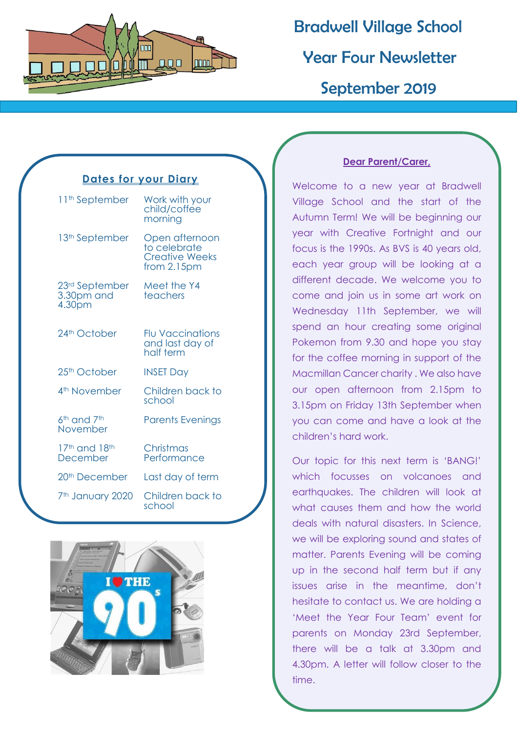# Bradwell Village School

## Year Four Newsletter

## September 2019

### Dates for your Diary

| | |
|---|---|
| 11th September | Work with your child/coffee morning |
| 13th September | Open afternoon to celebrate Creative Weeks from 2.15pm |
| 23rd September 3.30pm and 4.30pm | Meet the Y4 teachers |
| 24th October | Flu Vaccinations and last day of half term |
| 25th October | INSET Day |
| 4th November | Children back to school |
| 6th and 7th November | Parents Evenings |
| 17th and 18th December | Christmas Performance |
| 20th December | Last day of term |
| 7th January 2020 | Children back to school |

**Dear Parent/Carer,**

Welcome to a new year at Bradwell Village School and the start of the Autumn Term! We will be beginning our year with Creative Fortnight and our focus is the 1990s. As BVS is 40 years old, each year group will be looking at a different decade. We welcome you to come and join us in some art work on Wednesday 11th September, we will spend an hour creating some original Pokemon from 9.30 and hope you stay for the coffee morning in support of the Macmillan Cancer charity . We also have our open afternoon from 2.15pm to 3.15pm on Friday 13th September when you can come and have a look at the children's hard work.

Our topic for this next term is 'BANG!' which focusses on volcanoes and earthquakes. The children will look at what causes them and how the world deals with natural disasters. In Science, we will be exploring sound and states of matter. Parents Evening will be coming up in the second half term but if any issues arise in the meantime, don't hesitate to contact us. We are holding a 'Meet the Year Four Team' event for parents on Monday 23rd September, there will be a talk at 3.30pm and 4.30pm. A letter will follow closer to the time.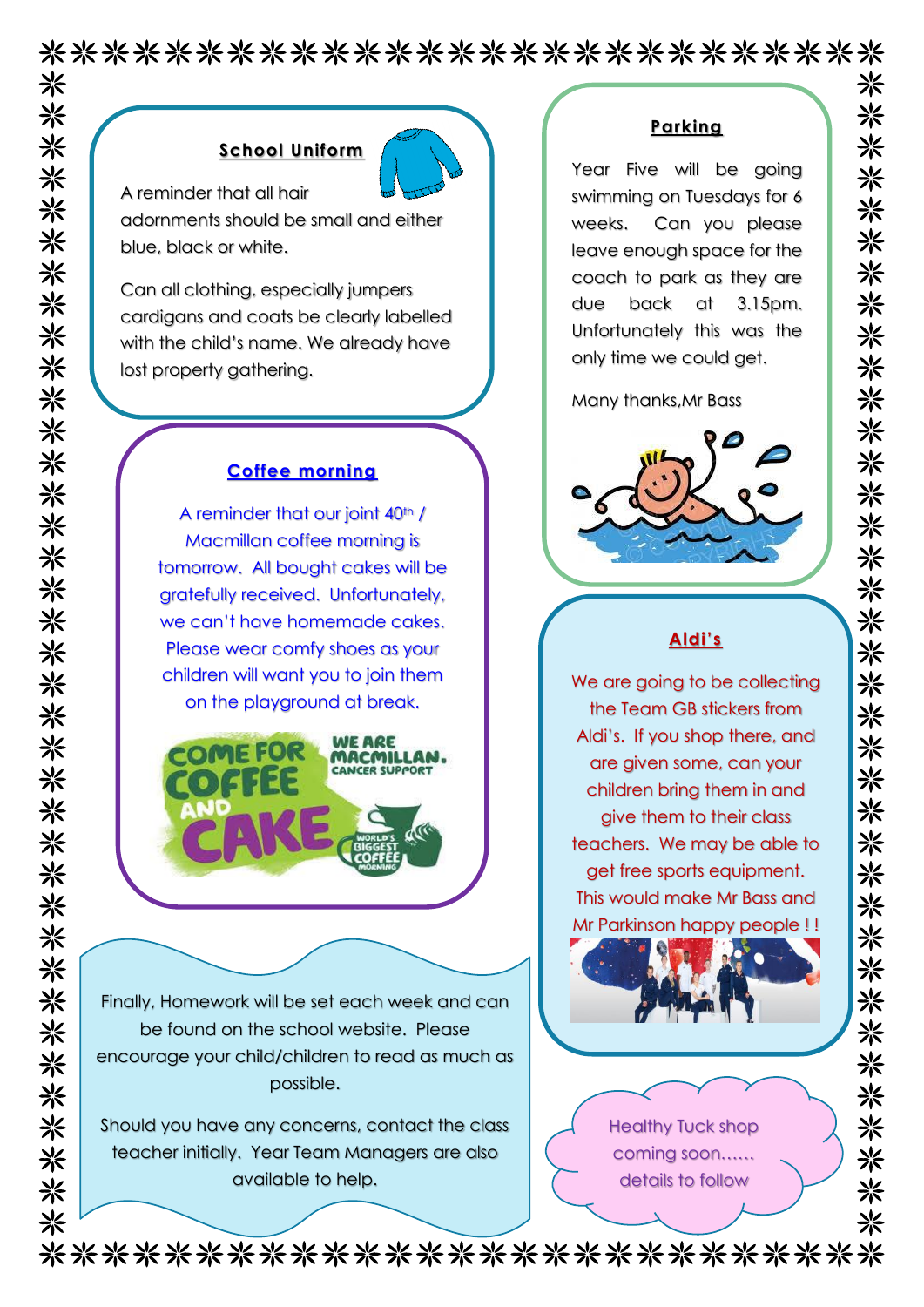## School Uniform

A reminder that all hair adornments should be small and either blue, black or white.

Can all clothing, especially jumpers cardigans and coats be clearly labelled with the child's name. We already have lost property gathering.

## Coffee morning

A reminder that our joint 40th / Macmillan coffee morning is tomorrow. All bought cakes will be gratefully received. Unfortunately, we can't have homemade cakes. Please wear comfy shoes as your children will want you to join them on the playground at break.

Finally, Homework will be set each week and can be found on the school website. Please encourage your child/children to read as much as possible.

Should you have any concerns, contact the class teacher initially. Year Team Managers are also available to help.

## Parking

Year Five will be going swimming on Tuesdays for 6 weeks. Can you please leave enough space for the coach to park as they are due back at 3.15pm. Unfortunately this was the only time we could get.

Many thanks,Mr Bass

## Aldi's

We are going to be collecting the Team GB stickers from Aldi's. If you shop there, and are given some, can your children bring them in and give them to their class teachers. We may be able to get free sports equipment. This would make Mr Bass and Mr Parkinson happy people ! !

Healthy Tuck shop coming soon...... details to follow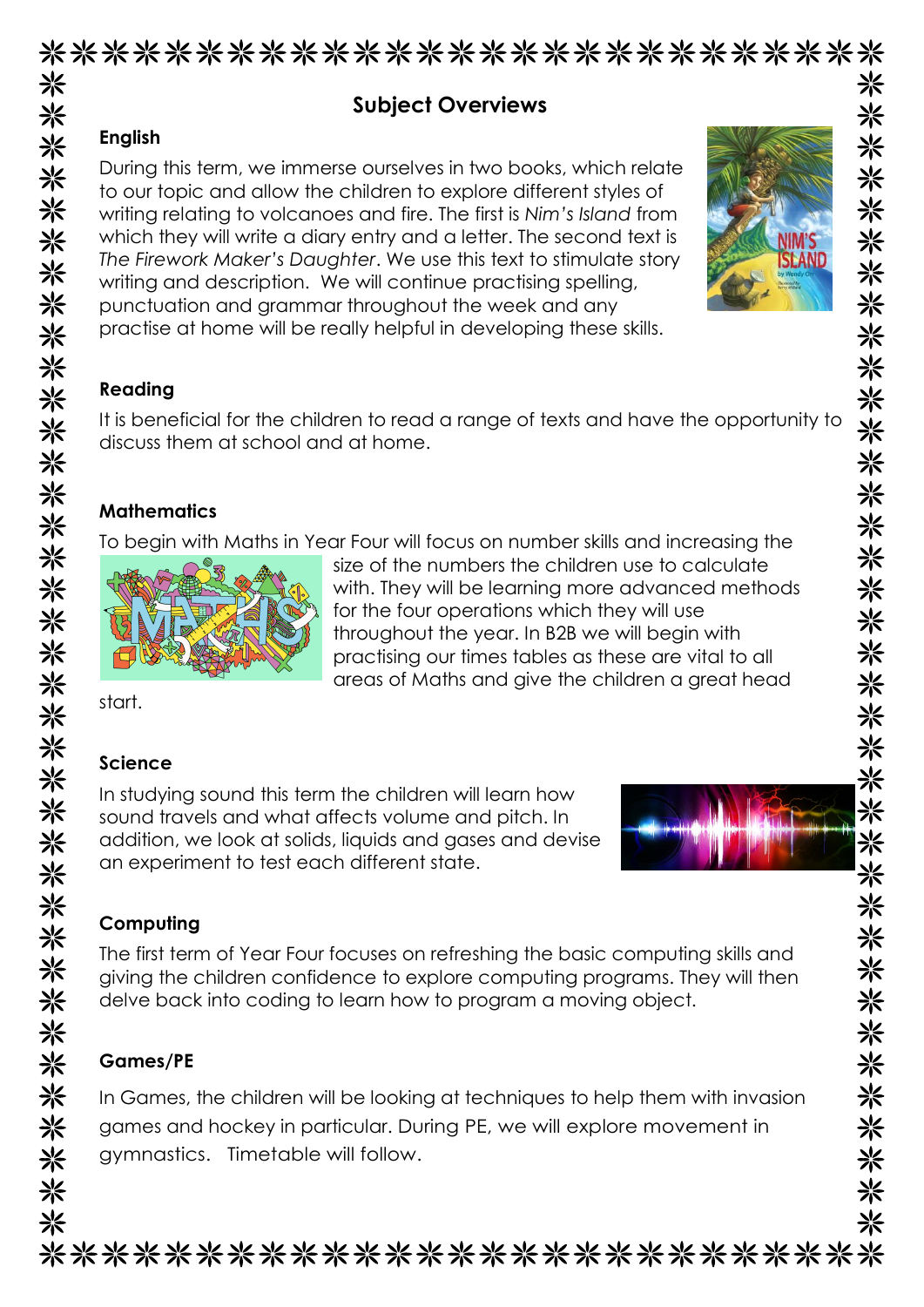# Subject Overviews

## English

During this term, we immerse ourselves in two books, which relate to our topic and allow the children to explore different styles of writing relating to volcanoes and fire. The first is *Nim's Island* from which they will write a diary entry and a letter. The second text is *The Firework Maker's Daughter*. We use this text to stimulate story writing and description. We will continue practising spelling, punctuation and grammar throughout the week and any practise at home will be really helpful in developing these skills.

## Reading

It is beneficial for the children to read a range of texts and have the opportunity to discuss them at school and at home.

## Mathematics

To begin with Maths in Year Four will focus on number skills and increasing the size of the numbers the children use to calculate with. They will be learning more advanced methods for the four operations which they will use throughout the year. In B2B we will begin with practising our times tables as these are vital to all areas of Maths and give the children a great head start.

## Science

In studying sound this term the children will learn how sound travels and what affects volume and pitch. In addition, we look at solids, liquids and gases and devise an experiment to test each different state.

## Computing

The first term of Year Four focuses on refreshing the basic computing skills and giving the children confidence to explore computing programs. They will then delve back into coding to learn how to program a moving object.

## Games/PE

In Games, the children will be looking at techniques to help them with invasion games and hockey in particular. During PE, we will explore movement in gymnastics. Timetable will follow.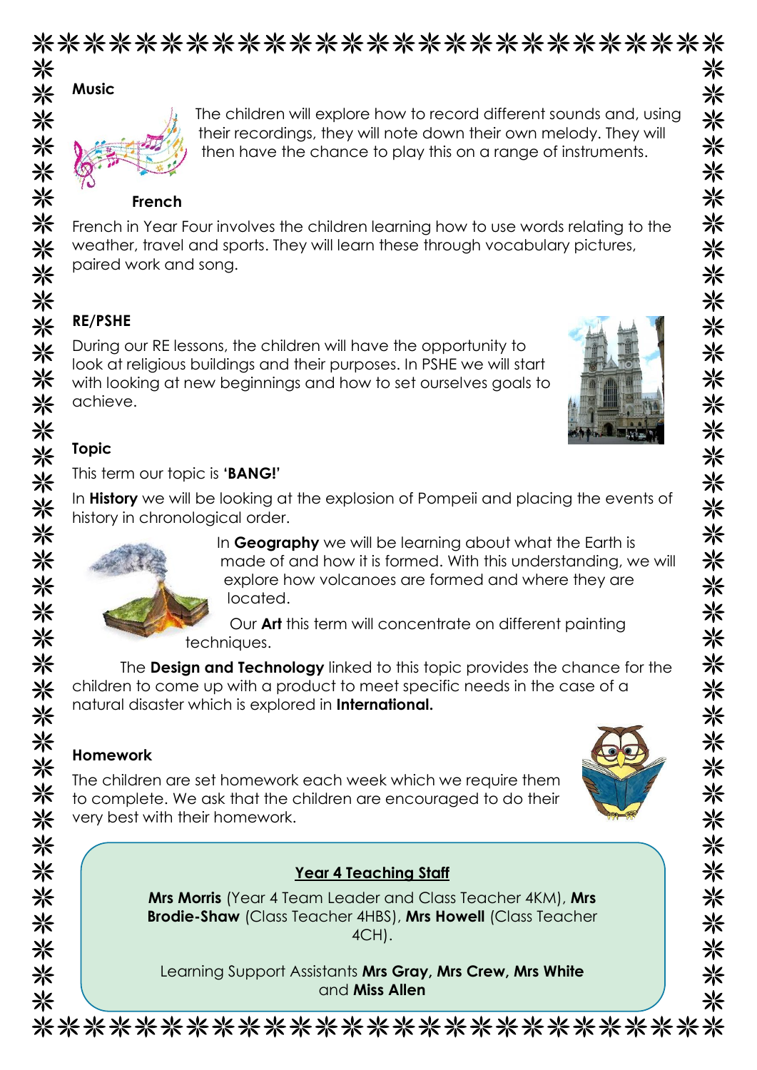## Music

The children will explore how to record different sounds and, using their recordings, they will note down their own melody. They will then have the chance to play this on a range of instruments.

## French

French in Year Four involves the children learning how to use words relating to the weather, travel and sports. They will learn these through vocabulary pictures, paired work and song.

## RE/PSHE

During our RE lessons, the children will have the opportunity to look at religious buildings and their purposes. In PSHE we will start with looking at new beginnings and how to set ourselves goals to achieve.

## Topic

This term our topic is **'BANG!'**

In **History** we will be looking at the explosion of Pompeii and placing the events of history in chronological order.

In **Geography** we will be learning about what the Earth is made of and how it is formed. With this understanding, we will explore how volcanoes are formed and where they are located.

Our **Art** this term will concentrate on different painting techniques.

The **Design and Technology** linked to this topic provides the chance for the children to come up with a product to meet specific needs in the case of a natural disaster which is explored in **International.**

## Homework

The children are set homework each week which we require them to complete. We ask that the children are encouraged to do their very best with their homework.

**Year 4 Teaching Staff**

**Mrs Morris** (Year 4 Team Leader and Class Teacher 4KM), **Mrs Brodie-Shaw** (Class Teacher 4HBS), **Mrs Howell** (Class Teacher 4CH).

Learning Support Assistants **Mrs Gray, Mrs Crew, Mrs White** and **Miss Allen**